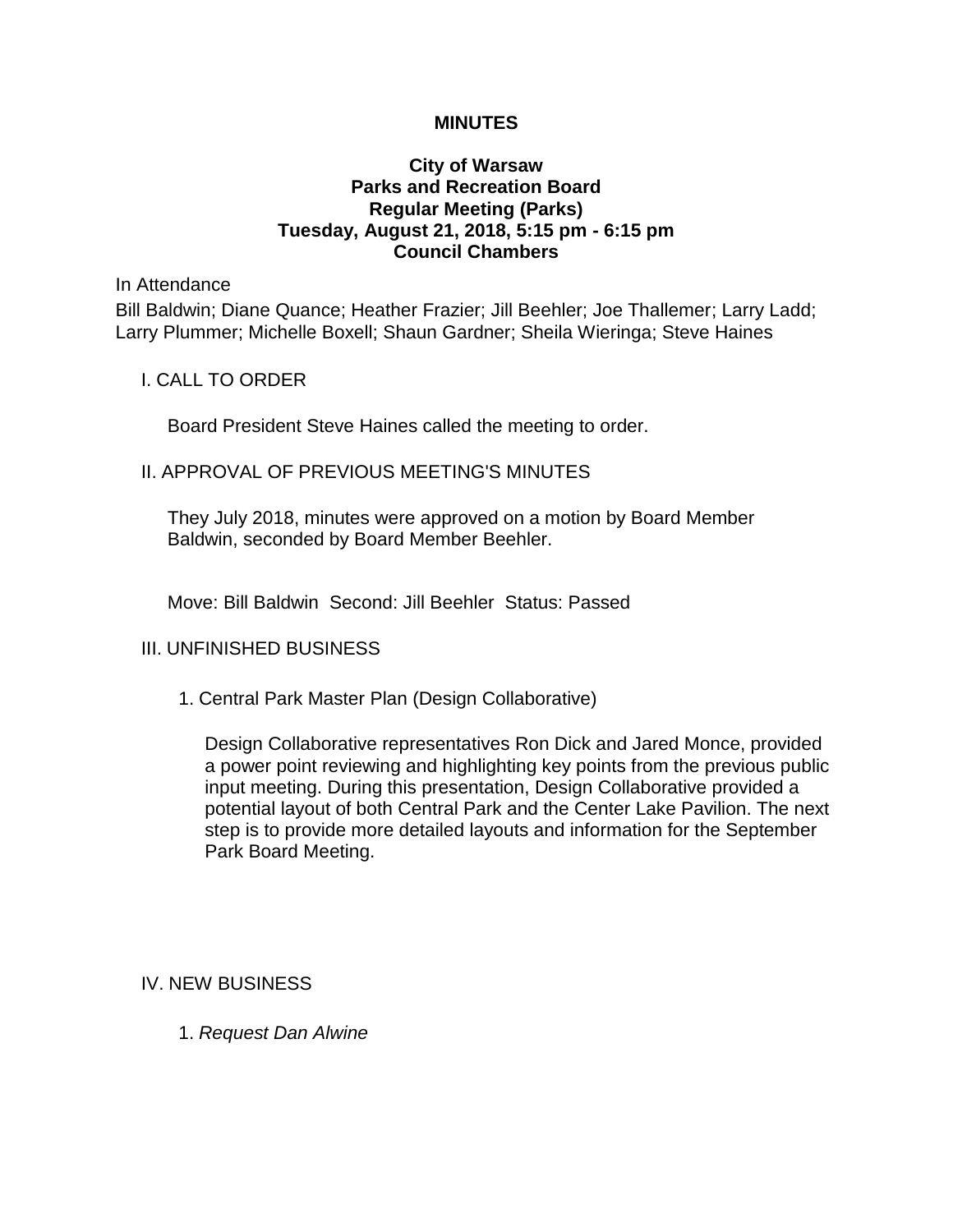**MINUTES**

**City of Warsaw**
**Parks and Recreation Board**
**Regular Meeting (Parks)**
**Tuesday, August 21, 2018, 5:15 pm - 6:15 pm**
**Council Chambers**

In Attendance

Bill Baldwin; Diane Quance; Heather Frazier; Jill Beehler; Joe Thallemer; Larry Ladd; Larry Plummer; Michelle Boxell; Shaun Gardner; Sheila Wieringa; Steve Haines

I. CALL TO ORDER

Board President Steve Haines called the meeting to order.

II. APPROVAL OF PREVIOUS MEETING'S MINUTES

They July 2018, minutes were approved on a motion by Board Member Baldwin, seconded by Board Member Beehler.

Move: Bill Baldwin Second: Jill Beehler Status: Passed

III. UNFINISHED BUSINESS

1. Central Park Master Plan (Design Collaborative)

Design Collaborative representatives Ron Dick and Jared Monce, provided a power point reviewing and highlighting key points from the previous public input meeting. During this presentation, Design Collaborative provided a potential layout of both Central Park and the Center Lake Pavilion. The next step is to provide more detailed layouts and information for the September Park Board Meeting.

IV. NEW BUSINESS

1. *Request Dan Alwine*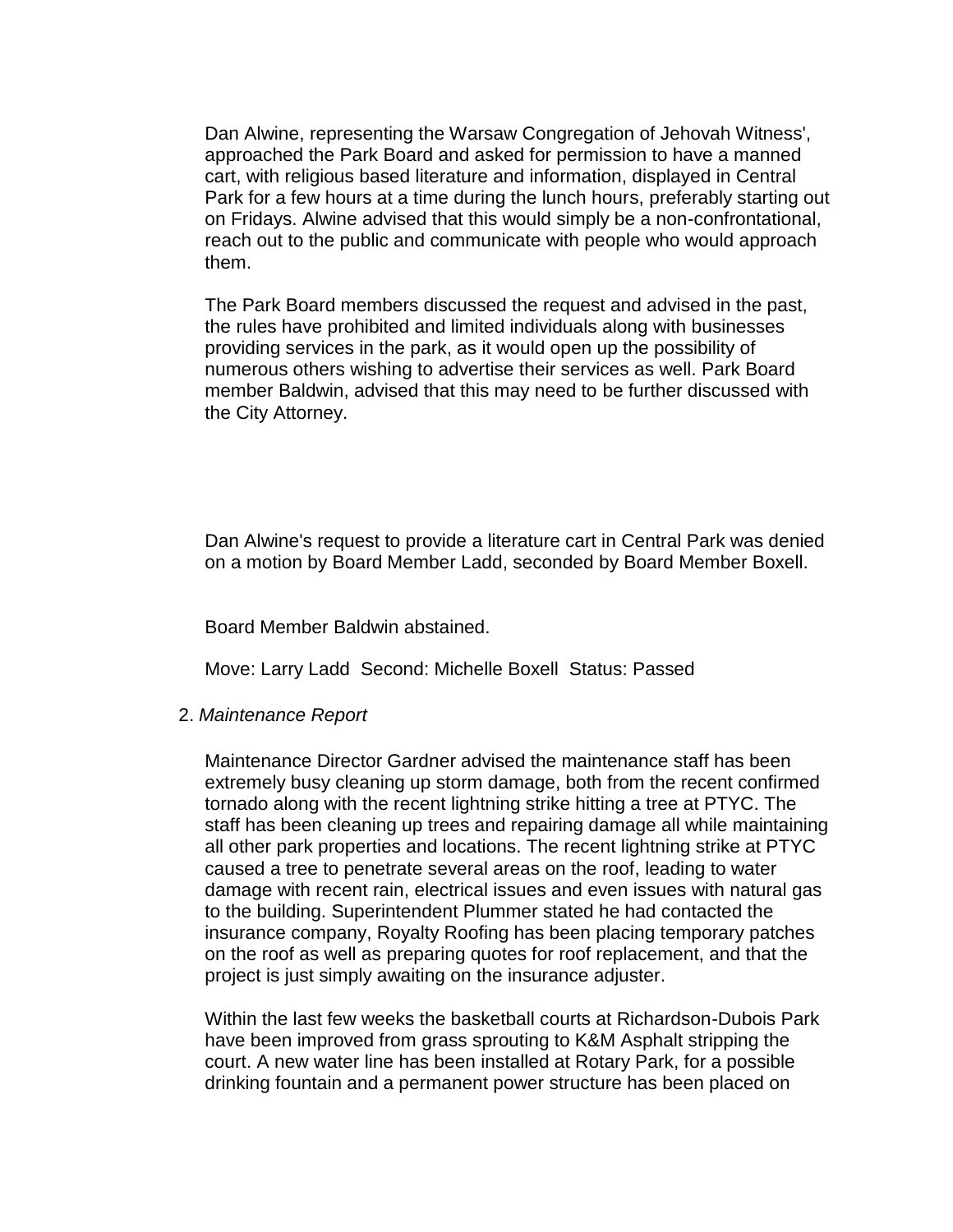Dan Alwine, representing the Warsaw Congregation of Jehovah Witness', approached the Park Board and asked for permission to have a manned cart, with religious based literature and information, displayed in Central Park for a few hours at a time during the lunch hours, preferably starting out on Fridays. Alwine advised that this would simply be a non-confrontational, reach out to the public and communicate with people who would approach them.

The Park Board members discussed the request and advised in the past, the rules have prohibited and limited individuals along with businesses providing services in the park, as it would open up the possibility of numerous others wishing to advertise their services as well. Park Board member Baldwin, advised that this may need to be further discussed with the City Attorney.

Dan Alwine's request to provide a literature cart in Central Park was denied on a motion by Board Member Ladd, seconded by Board Member Boxell.

Board Member Baldwin abstained.

Move: Larry Ladd  Second: Michelle Boxell  Status: Passed

2. *Maintenance Report*

Maintenance Director Gardner advised the maintenance staff has been extremely busy cleaning up storm damage, both from the recent confirmed tornado along with the recent lightning strike hitting a tree at PTYC. The staff has been cleaning up trees and repairing damage all while maintaining all other park properties and locations. The recent lightning strike at PTYC caused a tree to penetrate several areas on the roof, leading to water damage with recent rain, electrical issues and even issues with natural gas to the building. Superintendent Plummer stated he had contacted the insurance company, Royalty Roofing has been placing temporary patches on the roof as well as preparing quotes for roof replacement, and that the project is just simply awaiting on the insurance adjuster.

Within the last few weeks the basketball courts at Richardson-Dubois Park have been improved from grass sprouting to K&M Asphalt stripping the court. A new water line has been installed at Rotary Park, for a possible drinking fountain and a permanent power structure has been placed on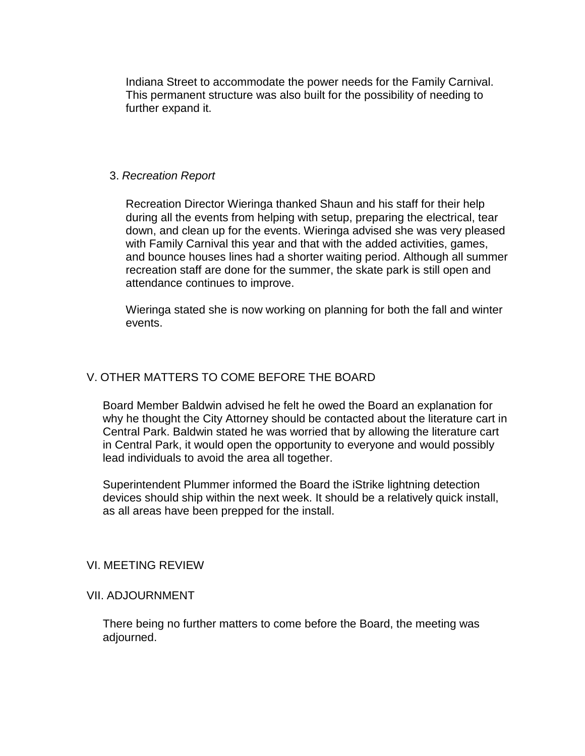Indiana Street to accommodate the power needs for the Family Carnival. This permanent structure was also built for the possibility of needing to further expand it.

3. *Recreation Report*

Recreation Director Wieringa thanked Shaun and his staff for their help during all the events from helping with setup, preparing the electrical, tear down, and clean up for the events. Wieringa advised she was very pleased with Family Carnival this year and that with the added activities, games, and bounce houses lines had a shorter waiting period. Although all summer recreation staff are done for the summer, the skate park is still open and attendance continues to improve.

Wieringa stated she is now working on planning for both the fall and winter events.

## V. OTHER MATTERS TO COME BEFORE THE BOARD

Board Member Baldwin advised he felt he owed the Board an explanation for why he thought the City Attorney should be contacted about the literature cart in Central Park. Baldwin stated he was worried that by allowing the literature cart in Central Park, it would open the opportunity to everyone and would possibly lead individuals to avoid the area all together.

Superintendent Plummer informed the Board the iStrike lightning detection devices should ship within the next week. It should be a relatively quick install, as all areas have been prepped for the install.

## VI. MEETING REVIEW

## VII. ADJOURNMENT

There being no further matters to come before the Board, the meeting was adjourned.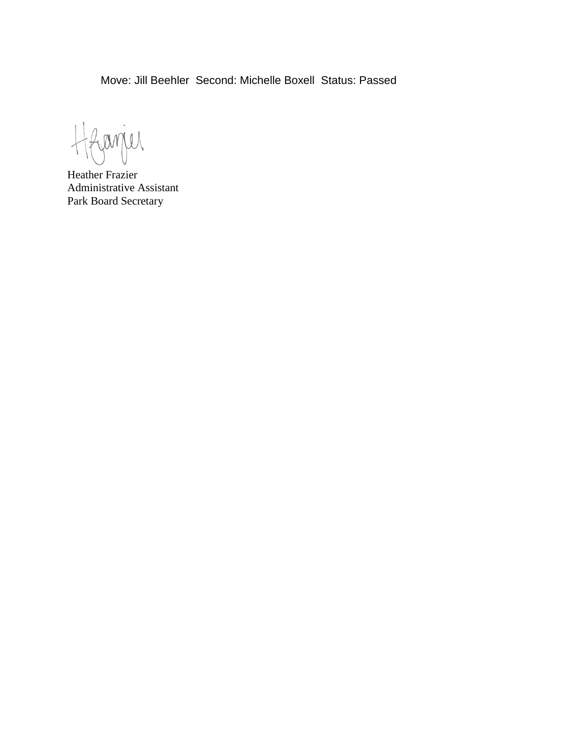Move: Jill Beehler  Second: Michelle Boxell  Status: Passed

Heather Frazier
Administrative Assistant
Park Board Secretary